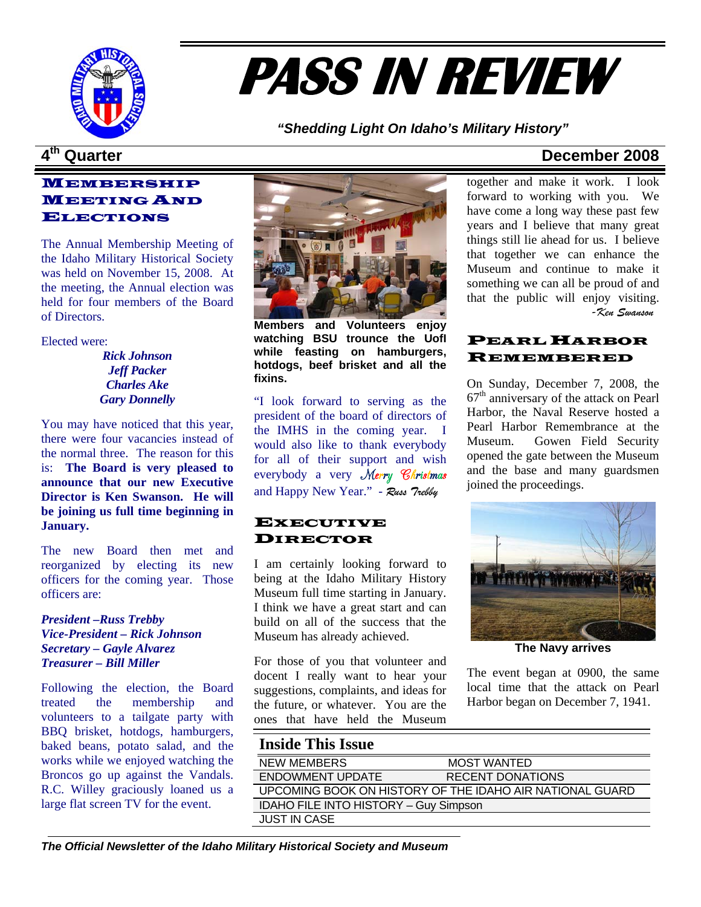# PASS IN REVIEW

*"Shedding Light On Idaho's Military History"*

**4th Quarter** **December 2008**

## Membership Meeting and Elections

The Annual Membership Meeting of the Idaho Military Historical Society was held on November 15, 2008. At the meeting, the Annual election was held for four members of the Board of Directors.

Elected were:

***Rick Johnson***
***Jeff Packer***
***Charles Ake***
***Gary Donnelly***

You may have noticed that this year, there were four vacancies instead of the normal three. The reason for this is: **The Board is very pleased to announce that our new Executive Director is Ken Swanson. He will be joining us full time beginning in January.**

The new Board then met and reorganized by electing its new officers for the coming year. Those officers are:

***President –Russ Trebby***
***Vice-President – Rick Johnson***
***Secretary – Gayle Alvarez***
***Treasurer – Bill Miller***

Following the election, the Board treated the membership and volunteers to a tailgate party with BBQ brisket, hotdogs, hamburgers, baked beans, potato salad, and the works while we enjoyed watching the Broncos go up against the Vandals. R.C. Willey graciously loaned us a large flat screen TV for the event.

**Members and Volunteers enjoy watching BSU trounce the UofI while feasting on hamburgers, hotdogs, beef brisket and all the fixins.**

"I look forward to serving as the president of the board of directors of the IMHS in the coming year. I would also like to thank everybody for all of their support and wish everybody a very *Merry Christmas* and Happy New Year." - *Russ Trebby*

## Executive Director

I am certainly looking forward to being at the Idaho Military History Museum full time starting in January. I think we have a great start and can build on all of the success that the Museum has already achieved.

For those of you that volunteer and docent I really want to hear your suggestions, complaints, and ideas for the future, or whatever. You are the ones that have held the Museum together and make it work. I look forward to working with you. We have come a long way these past few years and I believe that many great things still lie ahead for us. I believe that together we can enhance the Museum and continue to make it something we can all be proud of and that the public will enjoy visiting.

*-Ken Swanson*

## Pearl Harbor Remembered

On Sunday, December 7, 2008, the 67th anniversary of the attack on Pearl Harbor, the Naval Reserve hosted a Pearl Harbor Remembrance at the Museum. Gowen Field Security opened the gate between the Museum and the base and many guardsmen joined the proceedings.

**The Navy arrives**

The event began at 0900, the same local time that the attack on Pearl Harbor began on December 7, 1941.

## Inside This Issue

| | |
|---|---|
| NEW MEMBERS | MOST WANTED |
| ENDOWMENT UPDATE | RECENT DONATIONS |
| UPCOMING BOOK ON HISTORY OF THE IDAHO AIR NATIONAL GUARD | |
| IDAHO FILE INTO HISTORY – Guy Simpson | |
| JUST IN CASE | |

*The Official Newsletter of the Idaho Military Historical Society and Museum*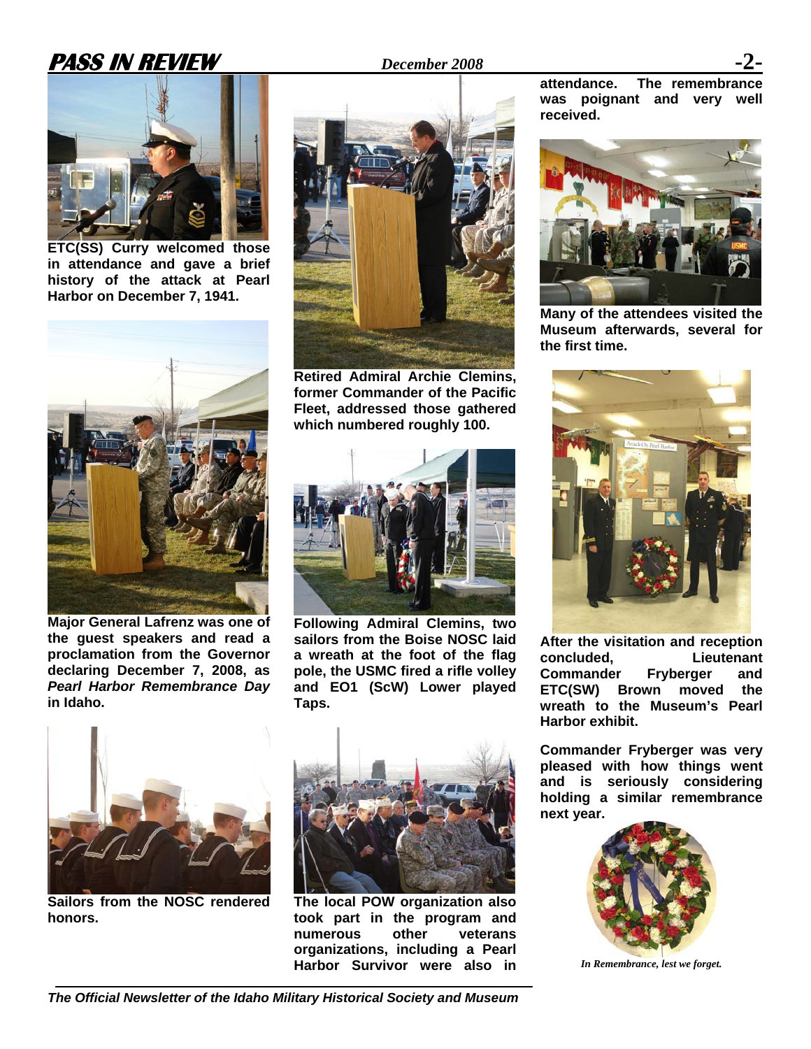ETC(SS) Curry welcomed those in attendance and gave a brief history of the attack at Pearl Harbor on December 7, 1941.

Major General Lafrenz was one of the guest speakers and read a proclamation from the Governor declaring December 7, 2008, as *Pearl Harbor Remembrance Day* in Idaho.

Sailors from the NOSC rendered honors.

Retired Admiral Archie Clemins, former Commander of the Pacific Fleet, addressed those gathered which numbered roughly 100.

Following Admiral Clemins, two sailors from the Boise NOSC laid a wreath at the foot of the flag pole, the USMC fired a rifle volley and EO1 (ScW) Lower played Taps.

The local POW organization also took part in the program and numerous other veterans organizations, including a Pearl Harbor Survivor were also in attendance. The remembrance was poignant and very well received.

Many of the attendees visited the Museum afterwards, several for the first time.

After the visitation and reception concluded, Lieutenant Commander Fryberger and ETC(SW) Brown moved the wreath to the Museum's Pearl Harbor exhibit.

Commander Fryberger was very pleased with how things went and is seriously considering holding a similar remembrance next year.

*In Remembrance, lest we forget.*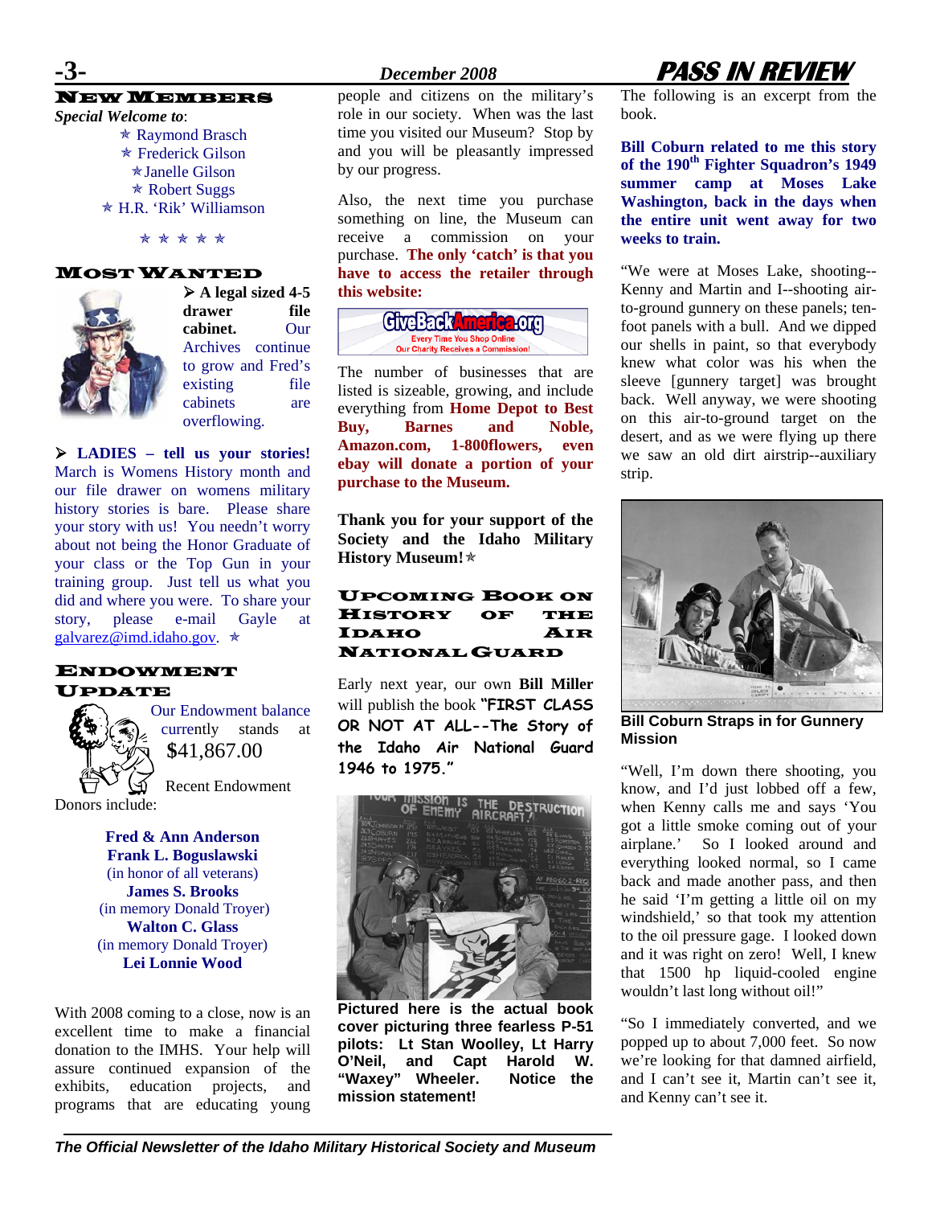## NEW MEMBERS

*Special Welcome to*:

✮ Raymond Brasch
✮ Frederick Gilson
✮ Janelle Gilson
✮ Robert Suggs
✮ H.R. 'Rik' Williamson

✮ ✮ ✮ ✮ ✮

## MOST WANTED

➢ **A legal sized 4-5 drawer file cabinet.** Our Archives continue to grow and Fred's existing file cabinets are overflowing.

➢ **LADIES – tell us your stories!** March is Womens History month and our file drawer on womens military history stories is bare. Please share your story with us! You needn't worry about not being the Honor Graduate of your class or the Top Gun in your training group. Just tell us what you did and where you were. To share your story, please e-mail Gayle at galvarez@imd.idaho.gov. ✮

## ENDOWMENT UPDATE

Our Endowment balance currently stands at $41,867.00

Recent Endowment Donors include:

**Fred & Ann Anderson**
**Frank L. Boguslawski**
(in honor of all veterans)
**James S. Brooks**
(in memory Donald Troyer)
**Walton C. Glass**
(in memory Donald Troyer)
**Lei Lonnie Wood**

With 2008 coming to a close, now is an excellent time to make a financial donation to the IMHS. Your help will assure continued expansion of the exhibits, education projects, and programs that are educating young people and citizens on the military's role in our society. When was the last time you visited our Museum? Stop by and you will be pleasantly impressed by our progress.

Also, the next time you purchase something on line, the Museum can receive a commission on your purchase. **The only 'catch' is that you have to access the retailer through this website:**

GiveBackAmerica.org
Every Time You Shop Online
Our Charity Receives a Commission!

The number of businesses that are listed is sizeable, growing, and include everything from **Home Depot to Best Buy, Barnes and Noble, Amazon.com, 1-800flowers, even ebay will donate a portion of your purchase to the Museum.**

**Thank you for your support of the Society and the Idaho Military History Museum!** ✮

## UPCOMING BOOK ON HISTORY OF THE IDAHO AIR NATIONAL GUARD

Early next year, our own **Bill Miller** will publish the book **"FIRST CLASS OR NOT AT ALL--The Story of the Idaho Air National Guard 1946 to 1975."**

**Pictured here is the actual book cover picturing three fearless P-51 pilots: Lt Stan Woolley, Lt Harry O'Neil, and Capt Harold W. "Waxey" Wheeler. Notice the mission statement!**

The following is an excerpt from the book.

**Bill Coburn related to me this story of the 190th Fighter Squadron's 1949 summer camp at Moses Lake Washington, back in the days when the entire unit went away for two weeks to train.**

"We were at Moses Lake, shooting--Kenny and Martin and I--shooting air-to-ground gunnery on these panels; ten-foot panels with a bull. And we dipped our shells in paint, so that everybody knew what color was his when the sleeve [gunnery target] was brought back. Well anyway, we were shooting on this air-to-ground target on the desert, and as we were flying up there we saw an old dirt airstrip--auxiliary strip.

**Bill Coburn Straps in for Gunnery Mission**

"Well, I'm down there shooting, you know, and I'd just lobbed off a few, when Kenny calls me and says 'You got a little smoke coming out of your airplane.' So I looked around and everything looked normal, so I came back and made another pass, and then he said 'I'm getting a little oil on my windshield,' so that took my attention to the oil pressure gage. I looked down and it was right on zero! Well, I knew that 1500 hp liquid-cooled engine wouldn't last long without oil!"

"So I immediately converted, and we popped up to about 7,000 feet. So now we're looking for that damned airfield, and I can't see it, Martin can't see it, and Kenny can't see it.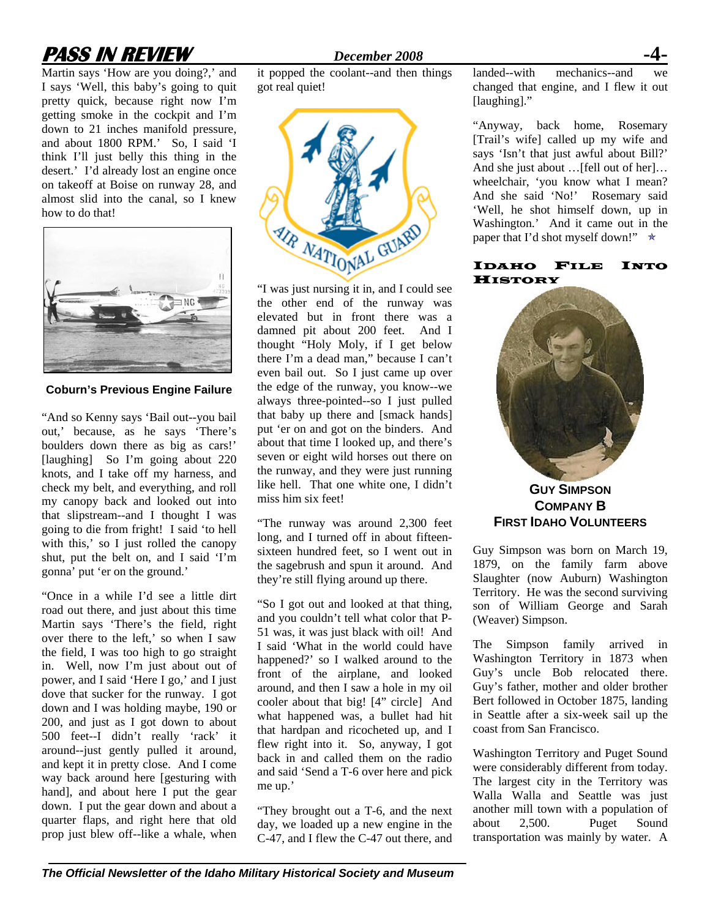Martin says 'How are you doing?,' and I says 'Well, this baby's going to quit pretty quick, because right now I'm getting smoke in the cockpit and I'm down to 21 inches manifold pressure, and about 1800 RPM.' So, I said 'I think I'll just belly this thing in the desert.' I'd already lost an engine once on takeoff at Boise on runway 28, and almost slid into the canal, so I knew how to do that!

**Coburn's Previous Engine Failure**

"And so Kenny says 'Bail out--you bail out,' because, as he says 'There's boulders down there as big as cars!' [laughing] So I'm going about 220 knots, and I take off my harness, and check my belt, and everything, and roll my canopy back and looked out into that slipstream--and I thought I was going to die from fright! I said 'to hell with this,' so I just rolled the canopy shut, put the belt on, and I said 'I'm gonna' put 'er on the ground.'

"Once in a while I'd see a little dirt road out there, and just about this time Martin says 'There's the field, right over there to the left,' so when I saw the field, I was too high to go straight in. Well, now I'm just about out of power, and I said 'Here I go,' and I just dove that sucker for the runway. I got down and I was holding maybe, 190 or 200, and just as I got down to about 500 feet--I didn't really 'rack' it around--just gently pulled it around, and kept it in pretty close. And I come way back around here [gesturing with hand], and about here I put the gear down. I put the gear down and about a quarter flaps, and right here that old prop just blew off--like a whale, when it popped the coolant--and then things got real quiet!

"I was just nursing it in, and I could see the other end of the runway was elevated but in front there was a damned pit about 200 feet. And I thought "Holy Moly, if I get below there I'm a dead man," because I can't even bail out. So I just came up over the edge of the runway, you know--we always three-pointed--so I just pulled that baby up there and [smack hands] put 'er on and got on the binders. And about that time I looked up, and there's seven or eight wild horses out there on the runway, and they were just running like hell. That one white one, I didn't miss him six feet!

"The runway was around 2,300 feet long, and I turned off in about fifteen-sixteen hundred feet, so I went out in the sagebrush and spun it around. And they're still flying around up there.

"So I got out and looked at that thing, and you couldn't tell what color that P-51 was, it was just black with oil! And I said 'What in the world could have happened?' so I walked around to the front of the airplane, and looked around, and then I saw a hole in my oil cooler about that big! [4" circle] And what happened was, a bullet had hit that hardpan and ricocheted up, and I flew right into it. So, anyway, I got back in and called them on the radio and said 'Send a T-6 over here and pick me up.'

"They brought out a T-6, and the next day, we loaded up a new engine in the C-47, and I flew the C-47 out there, and landed--with mechanics--and we changed that engine, and I flew it out [laughing]."

"Anyway, back home, Rosemary [Trail's wife] called up my wife and says 'Isn't that just awful about Bill?' And she just about …[fell out of her]… wheelchair, 'you know what I mean? And she said 'No!' Rosemary said 'Well, he shot himself down, up in Washington.' And it came out in the paper that I'd shot myself down!" ★

## Idaho File Into History

**Guy Simpson**
**Company B**
**First Idaho Volunteers**

Guy Simpson was born on March 19, 1879, on the family farm above Slaughter (now Auburn) Washington Territory. He was the second surviving son of William George and Sarah (Weaver) Simpson.

The Simpson family arrived in Washington Territory in 1873 when Guy's uncle Bob relocated there. Guy's father, mother and older brother Bert followed in October 1875, landing in Seattle after a six-week sail up the coast from San Francisco.

Washington Territory and Puget Sound were considerably different from today. The largest city in the Territory was Walla Walla and Seattle was just another mill town with a population of about 2,500. Puget Sound transportation was mainly by water. A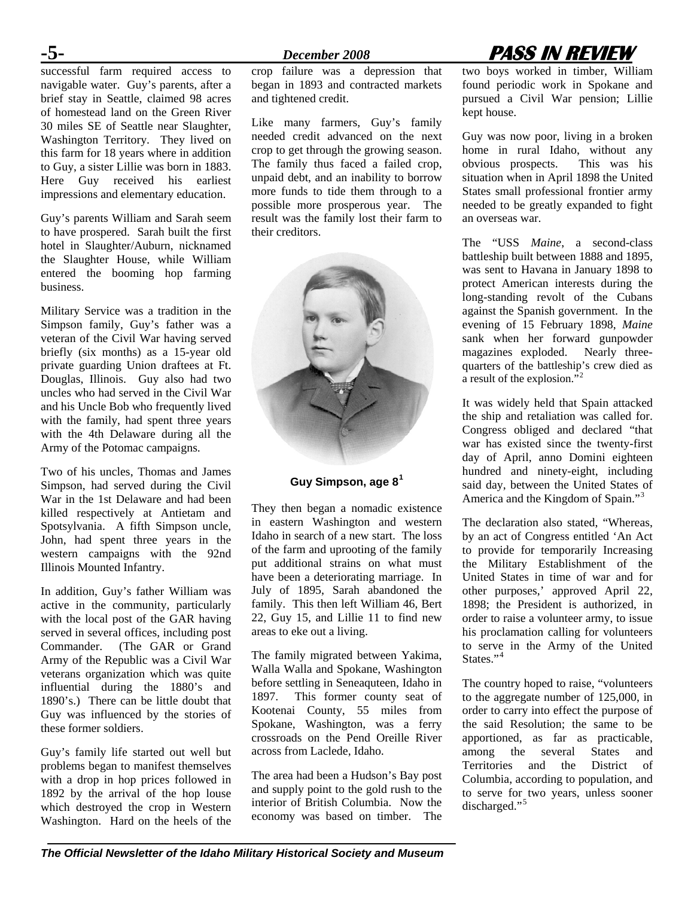successful farm required access to navigable water. Guy's parents, after a brief stay in Seattle, claimed 98 acres of homestead land on the Green River 30 miles SE of Seattle near Slaughter, Washington Territory. They lived on this farm for 18 years where in addition to Guy, a sister Lillie was born in 1883. Here Guy received his earliest impressions and elementary education.

Guy's parents William and Sarah seem to have prospered. Sarah built the first hotel in Slaughter/Auburn, nicknamed the Slaughter House, while William entered the booming hop farming business.

Military Service was a tradition in the Simpson family, Guy's father was a veteran of the Civil War having served briefly (six months) as a 15-year old private guarding Union draftees at Ft. Douglas, Illinois. Guy also had two uncles who had served in the Civil War and his Uncle Bob who frequently lived with the family, had spent three years with the 4th Delaware during all the Army of the Potomac campaigns.

Two of his uncles, Thomas and James Simpson, had served during the Civil War in the 1st Delaware and had been killed respectively at Antietam and Spotsylvania. A fifth Simpson uncle, John, had spent three years in the western campaigns with the 92nd Illinois Mounted Infantry.

In addition, Guy's father William was active in the community, particularly with the local post of the GAR having served in several offices, including post Commander. (The GAR or Grand Army of the Republic was a Civil War veterans organization which was quite influential during the 1880's and 1890's.) There can be little doubt that Guy was influenced by the stories of these former soldiers.

Guy's family life started out well but problems began to manifest themselves with a drop in hop prices followed in 1892 by the arrival of the hop louse which destroyed the crop in Western Washington. Hard on the heels of the crop failure was a depression that began in 1893 and contracted markets and tightened credit.

Like many farmers, Guy's family needed credit advanced on the next crop to get through the growing season. The family thus faced a failed crop, unpaid debt, and an inability to borrow more funds to tide them through to a possible more prosperous year. The result was the family lost their farm to their creditors.

**Guy Simpson, age 8[1]**

They then began a nomadic existence in eastern Washington and western Idaho in search of a new start. The loss of the farm and uprooting of the family put additional strains on what must have been a deteriorating marriage. In July of 1895, Sarah abandoned the family. This then left William 46, Bert 22, Guy 15, and Lillie 11 to find new areas to eke out a living.

The family migrated between Yakima, Walla Walla and Spokane, Washington before settling in Seneaquteen, Idaho in 1897. This former county seat of Kootenai County, 55 miles from Spokane, Washington, was a ferry crossroads on the Pend Oreille River across from Laclede, Idaho.

The area had been a Hudson's Bay post and supply point to the gold rush to the interior of British Columbia. Now the economy was based on timber. The two boys worked in timber, William found periodic work in Spokane and pursued a Civil War pension; Lillie kept house.

Guy was now poor, living in a broken home in rural Idaho, without any obvious prospects. This was his situation when in April 1898 the United States small professional frontier army needed to be greatly expanded to fight an overseas war.

The "USS *Maine*, a second-class battleship built between 1888 and 1895, was sent to Havana in January 1898 to protect American interests during the long-standing revolt of the Cubans against the Spanish government. In the evening of 15 February 1898, *Maine* sank when her forward gunpowder magazines exploded. Nearly three-quarters of the battleship's crew died as a result of the explosion."[2]

It was widely held that Spain attacked the ship and retaliation was called for. Congress obliged and declared "that war has existed since the twenty-first day of April, anno Domini eighteen hundred and ninety-eight, including said day, between the United States of America and the Kingdom of Spain."[3]

The declaration also stated, "Whereas, by an act of Congress entitled 'An Act to provide for temporarily Increasing the Military Establishment of the United States in time of war and for other purposes,' approved April 22, 1898; the President is authorized, in order to raise a volunteer army, to issue his proclamation calling for volunteers to serve in the Army of the United States."[4]

The country hoped to raise, "volunteers to the aggregate number of 125,000, in order to carry into effect the purpose of the said Resolution; the same to be apportioned, as far as practicable, among the several States and Territories and the District of Columbia, according to population, and to serve for two years, unless sooner discharged."[5]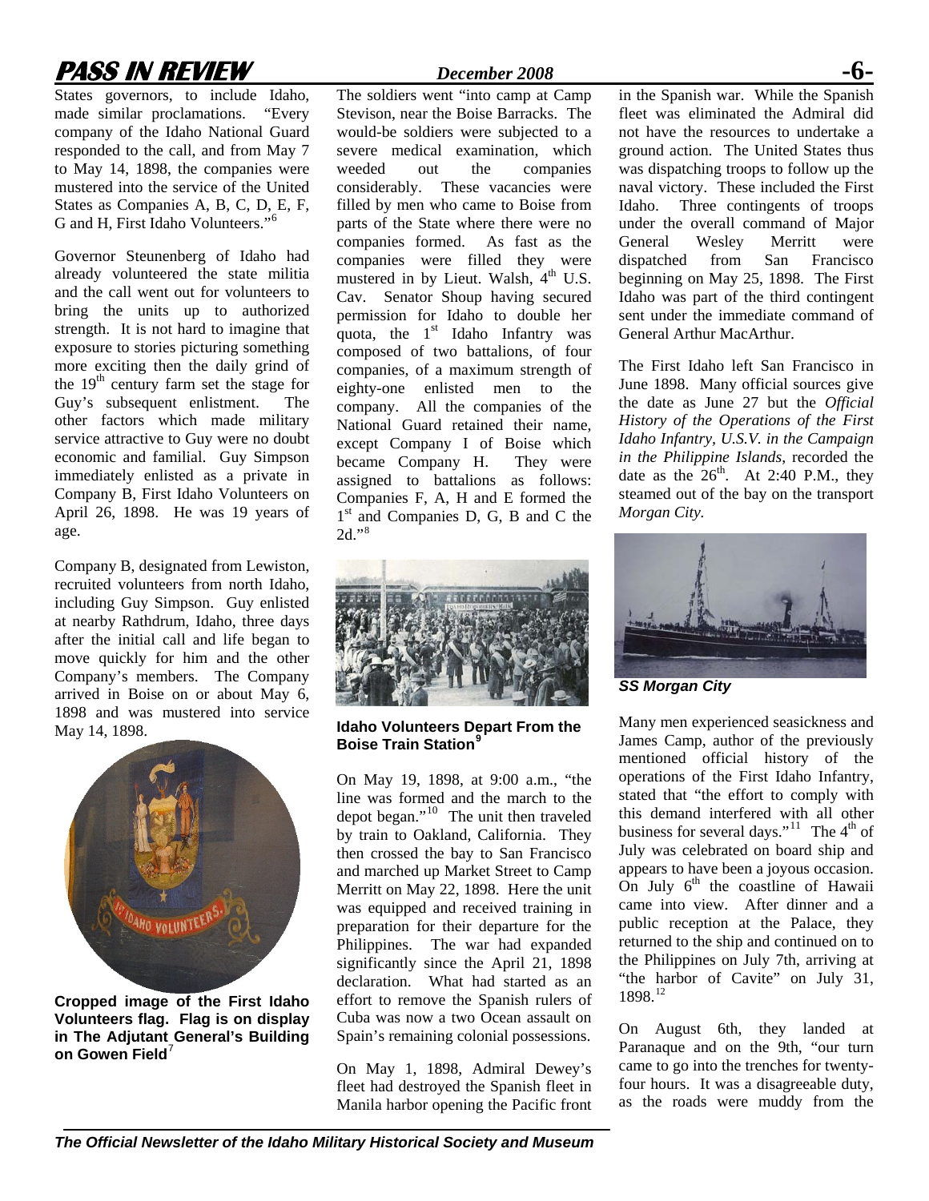States governors, to include Idaho, made similar proclamations. "Every company of the Idaho National Guard responded to the call, and from May 7 to May 14, 1898, the companies were mustered into the service of the United States as Companies A, B, C, D, E, F, G and H, First Idaho Volunteers."[6]

Governor Steunenberg of Idaho had already volunteered the state militia and the call went out for volunteers to bring the units up to authorized strength. It is not hard to imagine that exposure to stories picturing something more exciting then the daily grind of the 19th century farm set the stage for Guy's subsequent enlistment. The other factors which made military service attractive to Guy were no doubt economic and familial. Guy Simpson immediately enlisted as a private in Company B, First Idaho Volunteers on April 26, 1898. He was 19 years of age.

Company B, designated from Lewiston, recruited volunteers from north Idaho, including Guy Simpson. Guy enlisted at nearby Rathdrum, Idaho, three days after the initial call and life began to move quickly for him and the other Company's members. The Company arrived in Boise on or about May 6, 1898 and was mustered into service May 14, 1898.

**Cropped image of the First Idaho Volunteers flag. Flag is on display in The Adjutant General's Building on Gowen Field**[7]

The soldiers went "into camp at Camp Stevison, near the Boise Barracks. The would-be soldiers were subjected to a severe medical examination, which weeded out the companies considerably. These vacancies were filled by men who came to Boise from parts of the State where there were no companies formed. As fast as the companies were filled they were mustered in by Lieut. Walsh, 4th U.S. Cav. Senator Shoup having secured permission for Idaho to double her quota, the 1st Idaho Infantry was composed of two battalions, of four companies, of a maximum strength of eighty-one enlisted men to the company. All the companies of the National Guard retained their name, except Company I of Boise which became Company H. They were assigned to battalions as follows: Companies F, A, H and E formed the 1st and Companies D, G, B and C the 2d."[8]

**Idaho Volunteers Depart From the Boise Train Station**[9]

On May 19, 1898, at 9:00 a.m., "the line was formed and the march to the depot began."[10] The unit then traveled by train to Oakland, California. They then crossed the bay to San Francisco and marched up Market Street to Camp Merritt on May 22, 1898. Here the unit was equipped and received training in preparation for their departure for the Philippines. The war had expanded significantly since the April 21, 1898 declaration. What had started as an effort to remove the Spanish rulers of Cuba was now a two Ocean assault on Spain's remaining colonial possessions.

On May 1, 1898, Admiral Dewey's fleet had destroyed the Spanish fleet in Manila harbor opening the Pacific front in the Spanish war. While the Spanish fleet was eliminated the Admiral did not have the resources to undertake a ground action. The United States thus was dispatching troops to follow up the naval victory. These included the First Idaho. Three contingents of troops under the overall command of Major General Wesley Merritt were dispatched from San Francisco beginning on May 25, 1898. The First Idaho was part of the third contingent sent under the immediate command of General Arthur MacArthur.

The First Idaho left San Francisco in June 1898. Many official sources give the date as June 27 but the *Official History of the Operations of the First Idaho Infantry, U.S.V. in the Campaign in the Philippine Islands*, recorded the date as the 26th. At 2:40 P.M., they steamed out of the bay on the transport *Morgan City.*

***SS Morgan City***

Many men experienced seasickness and James Camp, author of the previously mentioned official history of the operations of the First Idaho Infantry, stated that "the effort to comply with this demand interfered with all other business for several days."[11] The 4th of July was celebrated on board ship and appears to have been a joyous occasion. On July 6th the coastline of Hawaii came into view. After dinner and a public reception at the Palace, they returned to the ship and continued on to the Philippines on July 7th, arriving at "the harbor of Cavite" on July 31, 1898.[12]

On August 6th, they landed at Paranaque and on the 9th, "our turn came to go into the trenches for twenty-four hours. It was a disagreeable duty, as the roads were muddy from the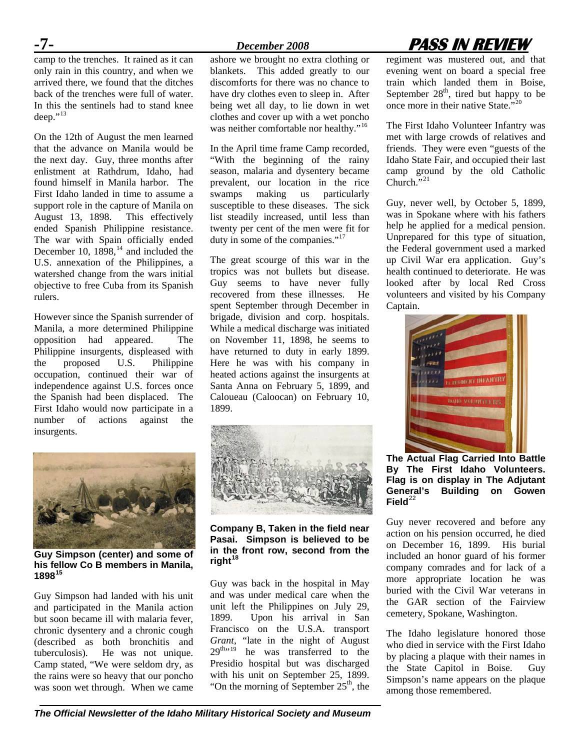camp to the trenches. It rained as it can only rain in this country, and when we arrived there, we found that the ditches back of the trenches were full of water. In this the sentinels had to stand knee deep."[13]

On the 12th of August the men learned that the advance on Manila would be the next day. Guy, three months after enlistment at Rathdrum, Idaho, had found himself in Manila harbor. The First Idaho landed in time to assume a support role in the capture of Manila on August 13, 1898. This effectively ended Spanish Philippine resistance. The war with Spain officially ended December 10, 1898,[14] and included the U.S. annexation of the Philippines, a watershed change from the wars initial objective to free Cuba from its Spanish rulers.

However since the Spanish surrender of Manila, a more determined Philippine opposition had appeared. The Philippine insurgents, displeased with the proposed U.S. Philippine occupation, continued their war of independence against U.S. forces once the Spanish had been displaced. The First Idaho would now participate in a number of actions against the insurgents.

**Guy Simpson (center) and some of his fellow Co B members in Manila, 1898[15]**

Guy Simpson had landed with his unit and participated in the Manila action but soon became ill with malaria fever, chronic dysentery and a chronic cough (described as both bronchitis and tuberculosis). He was not unique. Camp stated, "We were seldom dry, as the rains were so heavy that our poncho was soon wet through. When we came ashore we brought no extra clothing or blankets. This added greatly to our discomforts for there was no chance to have dry clothes even to sleep in. After being wet all day, to lie down in wet clothes and cover up with a wet poncho was neither comfortable nor healthy."[16]

In the April time frame Camp recorded, "With the beginning of the rainy season, malaria and dysentery became prevalent, our location in the rice swamps making us particularly susceptible to these diseases. The sick list steadily increased, until less than twenty per cent of the men were fit for duty in some of the companies."[17]

The great scourge of this war in the tropics was not bullets but disease. Guy seems to have never fully recovered from these illnesses. He spent September through December in brigade, division and corp. hospitals. While a medical discharge was initiated on November 11, 1898, he seems to have returned to duty in early 1899. Here he was with his company in heated actions against the insurgents at Santa Anna on February 5, 1899, and Caloueau (Caloocan) on February 10, 1899.

**Company B, Taken in the field near Pasai. Simpson is believed to be in the front row, second from the right[18]**

Guy was back in the hospital in May and was under medical care when the unit left the Philippines on July 29, 1899. Upon his arrival in San Francisco on the U.S.A. transport *Grant*, "late in the night of August 29th"[19] he was transferred to the Presidio hospital but was discharged with his unit on September 25, 1899. "On the morning of September 25th, the regiment was mustered out, and that evening went on board a special free train which landed them in Boise, September 28th, tired but happy to be once more in their native State."[20]

The First Idaho Volunteer Infantry was met with large crowds of relatives and friends. They were even "guests of the Idaho State Fair, and occupied their last camp ground by the old Catholic Church."[21]

Guy, never well, by October 5, 1899, was in Spokane where with his fathers help he applied for a medical pension. Unprepared for this type of situation, the Federal government used a marked up Civil War era application. Guy's health continued to deteriorate. He was looked after by local Red Cross volunteers and visited by his Company Captain.

**The Actual Flag Carried Into Battle By The First Idaho Volunteers. Flag is on display in The Adjutant General's Building on Gowen Field[22]**

Guy never recovered and before any action on his pension occurred, he died on December 16, 1899. His burial included an honor guard of his former company comrades and for lack of a more appropriate location he was buried with the Civil War veterans in the GAR section of the Fairview cemetery, Spokane, Washington.

The Idaho legislature honored those who died in service with the First Idaho by placing a plaque with their names in the State Capitol in Boise. Guy Simpson's name appears on the plaque among those remembered.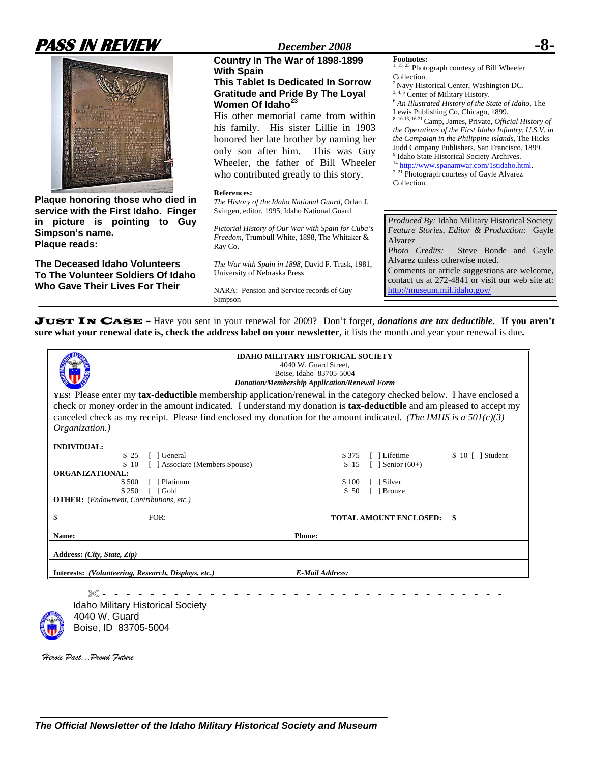Plaque honoring those who died in service with the First Idaho. Finger in picture is pointing to Guy Simpson's name.
**Plaque reads:**

**The Deceased Idaho Volunteers To The Volunteer Soldiers Of Idaho Who Gave Their Lives For Their Country In The War of 1898-1899 With Spain This Tablet Is Dedicated In Sorrow Gratitude and Pride By The Loyal Women Of Idaho[23]**

His other memorial came from within his family. His sister Lillie in 1903 honored her late brother by naming her only son after him. This was Guy Wheeler, the father of Bill Wheeler who contributed greatly to this story.

**References:**

*The History of the Idaho National Guard*, Orlan J. Svingen, editor, 1995, Idaho National Guard

*Pictorial History of Our War with Spain for Cuba's Freedom*, Trumbull White, 1898, The Whitaker & Ray Co.

*The War with Spain in 1898*, David F. Trask, 1981, University of Nebraska Press

NARA: Pension and Service records of Guy Simpson

**Footnotes:**

[1, 15, 23] Photograph courtesy of Bill Wheeler Collection.
[2] Navy Historical Center, Washington DC.
[3, 4, 5] Center of Military History.
[6] *An Illustrated History of the State of Idaho*, The Lewis Publishing Co, Chicago, 1899.
[8, 10-13, 16-21] Camp, James, Private, *Official History of the Operations of the First Idaho Infantry, U.S.V. in the Campaign in the Philippine islands*, The Hicks-Judd Company Publishers, San Francisco, 1899.
[9] Idaho State Historical Society Archives.
[14] http://www.spanamwar.com/1stidaho.html.
[7, 21] Photograph courtesy of Gayle Alvarez Collection.

*Produced By:* Idaho Military Historical Society
*Feature Stories, Editor & Production:* Gayle Alvarez
*Photo Credits:* Steve Bonde and Gayle Alvarez unless otherwise noted.
Comments or article suggestions are welcome, contact us at 272-4841 or visit our web site at: http://museum.mil.idaho.gov/

---

**JUST IN CASE –** Have you sent in your renewal for 2009? Don't forget, ***donations are tax deductible***. **If you aren't sure what your renewal date is, check the address label on your newsletter,** it lists the month and year your renewal is due**.**

**IDAHO MILITARY HISTORICAL SOCIETY**
4040 W. Guard Street,
Boise, Idaho 83705-5004
***Donation/Membership Application/Renewal Form***

**YES!** Please enter my **tax-deductible** membership application/renewal in the category checked below. I have enclosed a check or money order in the amount indicated. I understand my donation is **tax-deductible** and am pleased to accept my canceled check as my receipt. Please find enclosed my donation for the amount indicated. *(The IMHS is a 501(c)(3) Organization.)*

**INDIVIDUAL:**

| | | |
|---|---|---|
| $ 25 [ ] General | $ 375 [ ] Lifetime | $ 10 [ ] Student |
| $ 10 [ ] Associate (Members Spouse) | $ 15 [ ] Senior (60+) | |

**ORGANIZATIONAL:**

| | |
|---|---|
| $ 500 [ ] Platinum | $ 100 [ ] Silver |
| $ 250 [ ] Gold | $ 50 [ ] Bronze |

**OTHER:** (*Endowment, Contributions, etc.)*

$ FOR: **TOTAL AMOUNT ENCLOSED: $**

**Name:** **Phone:**

**Address: *(City, State, Zip)***

**Interests: *(Volunteering, Research, Displays, etc.)*** ***E-Mail Address:***

✂ - - - - - - - - - - - - - - - - - - - - - - - - - - - - - -

Idaho Military Historical Society
4040 W. Guard
Boise, ID 83705-5004

*Heroic Past…Proud Future*

***The Official Newsletter of the Idaho Military Historical Society and Museum***